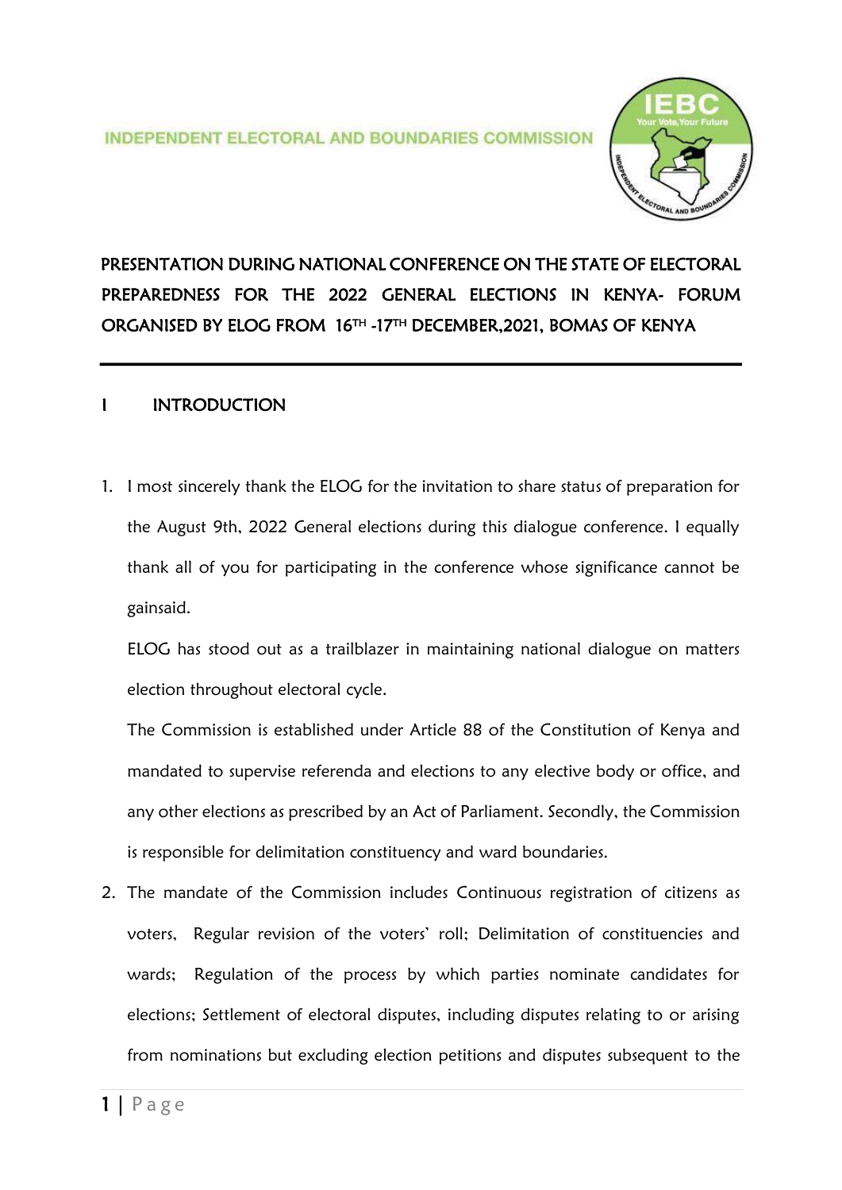INDEPENDENT ELECTORAL AND BOUNDARIES COMMISSION

# PRESENTATION DURING NATIONAL CONFERENCE ON THE STATE OF ELECTORAL PREPAREDNESS FOR THE 2022 GENERAL ELECTIONS IN KENYA- FORUM ORGANISED BY ELOG FROM 16TH -17TH DECEMBER,2021, BOMAS OF KENYA

## I INTRODUCTION

1. I most sincerely thank the ELOG for the invitation to share status of preparation for the August 9th, 2022 General elections during this dialogue conference. I equally thank all of you for participating in the conference whose significance cannot be gainsaid.

   ELOG has stood out as a trailblazer in maintaining national dialogue on matters election throughout electoral cycle.

   The Commission is established under Article 88 of the Constitution of Kenya and mandated to supervise referenda and elections to any elective body or office, and any other elections as prescribed by an Act of Parliament. Secondly, the Commission is responsible for delimitation constituency and ward boundaries.

2. The mandate of the Commission includes Continuous registration of citizens as voters, Regular revision of the voters' roll; Delimitation of constituencies and wards; Regulation of the process by which parties nominate candidates for elections; Settlement of electoral disputes, including disputes relating to or arising from nominations but excluding election petitions and disputes subsequent to the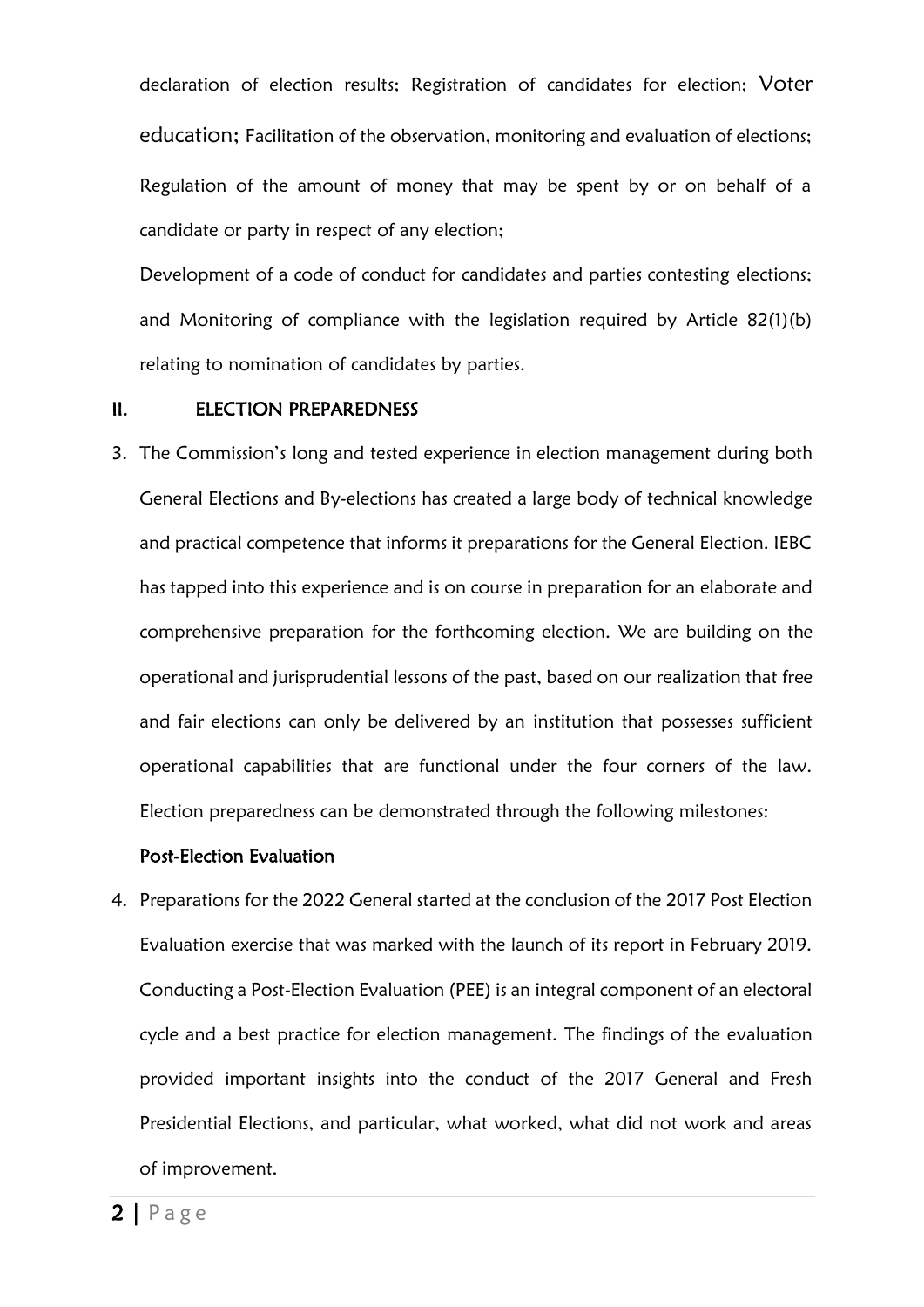declaration of election results; Registration of candidates for election; Voter education; Facilitation of the observation, monitoring and evaluation of elections; Regulation of the amount of money that may be spent by or on behalf of a candidate or party in respect of any election;

Development of a code of conduct for candidates and parties contesting elections; and Monitoring of compliance with the legislation required by Article 82(1)(b) relating to nomination of candidates by parties.

## II. ELECTION PREPAREDNESS

3. The Commission's long and tested experience in election management during both General Elections and By-elections has created a large body of technical knowledge and practical competence that informs it preparations for the General Election. IEBC has tapped into this experience and is on course in preparation for an elaborate and comprehensive preparation for the forthcoming election. We are building on the operational and jurisprudential lessons of the past, based on our realization that free and fair elections can only be delivered by an institution that possesses sufficient operational capabilities that are functional under the four corners of the law. Election preparedness can be demonstrated through the following milestones:

### Post-Election Evaluation

4. Preparations for the 2022 General started at the conclusion of the 2017 Post Election Evaluation exercise that was marked with the launch of its report in February 2019. Conducting a Post-Election Evaluation (PEE) is an integral component of an electoral cycle and a best practice for election management. The findings of the evaluation provided important insights into the conduct of the 2017 General and Fresh Presidential Elections, and particular, what worked, what did not work and areas of improvement.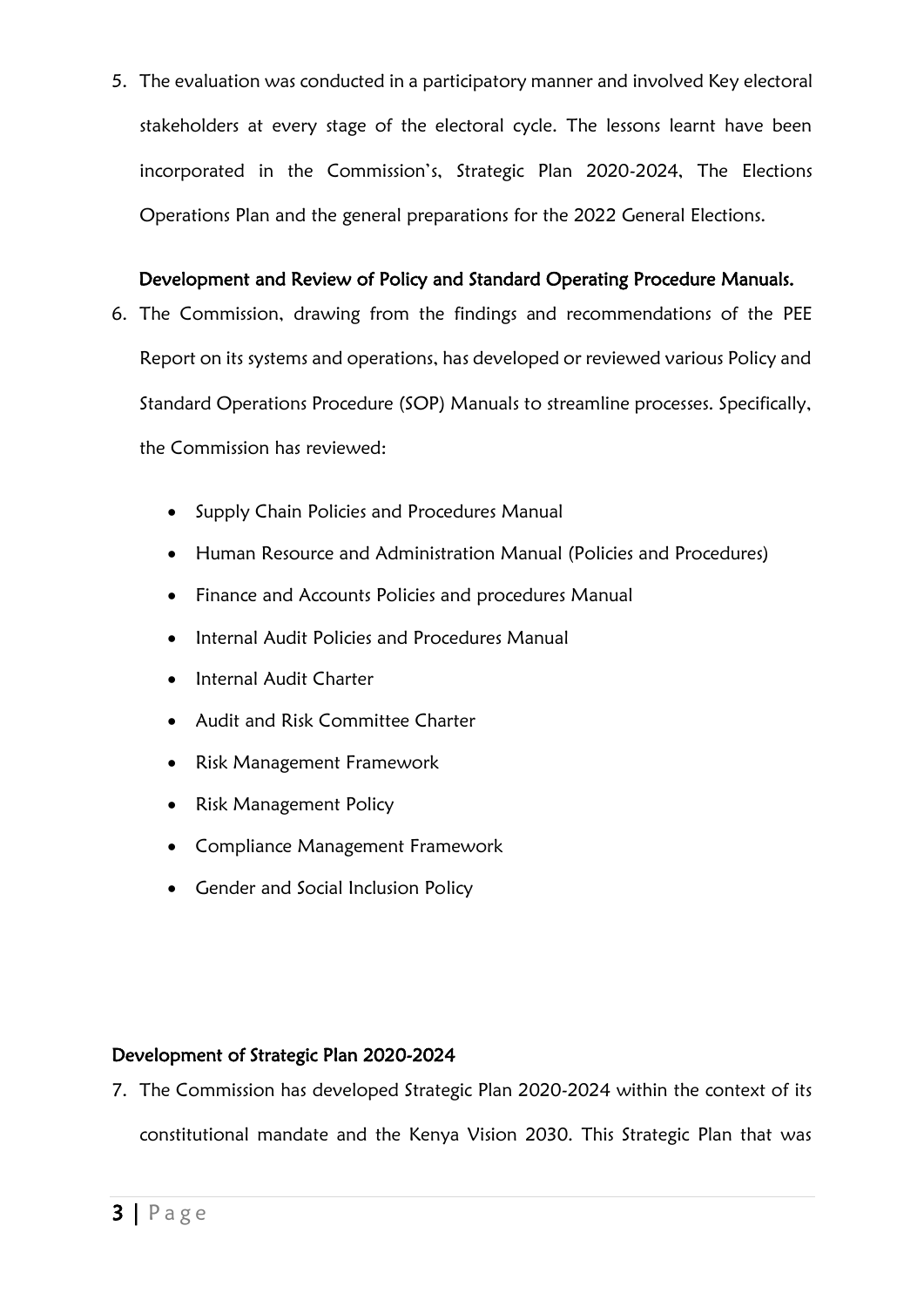5. The evaluation was conducted in a participatory manner and involved Key electoral stakeholders at every stage of the electoral cycle. The lessons learnt have been incorporated in the Commission's, Strategic Plan 2020-2024, The Elections Operations Plan and the general preparations for the 2022 General Elections.

### Development and Review of Policy and Standard Operating Procedure Manuals.

6. The Commission, drawing from the findings and recommendations of the PEE Report on its systems and operations, has developed or reviewed various Policy and Standard Operations Procedure (SOP) Manuals to streamline processes. Specifically, the Commission has reviewed:

   - Supply Chain Policies and Procedures Manual
   - Human Resource and Administration Manual (Policies and Procedures)
   - Finance and Accounts Policies and procedures Manual
   - Internal Audit Policies and Procedures Manual
   - Internal Audit Charter
   - Audit and Risk Committee Charter
   - Risk Management Framework
   - Risk Management Policy
   - Compliance Management Framework
   - Gender and Social Inclusion Policy

### Development of Strategic Plan 2020-2024

7. The Commission has developed Strategic Plan 2020-2024 within the context of its constitutional mandate and the Kenya Vision 2030. This Strategic Plan that was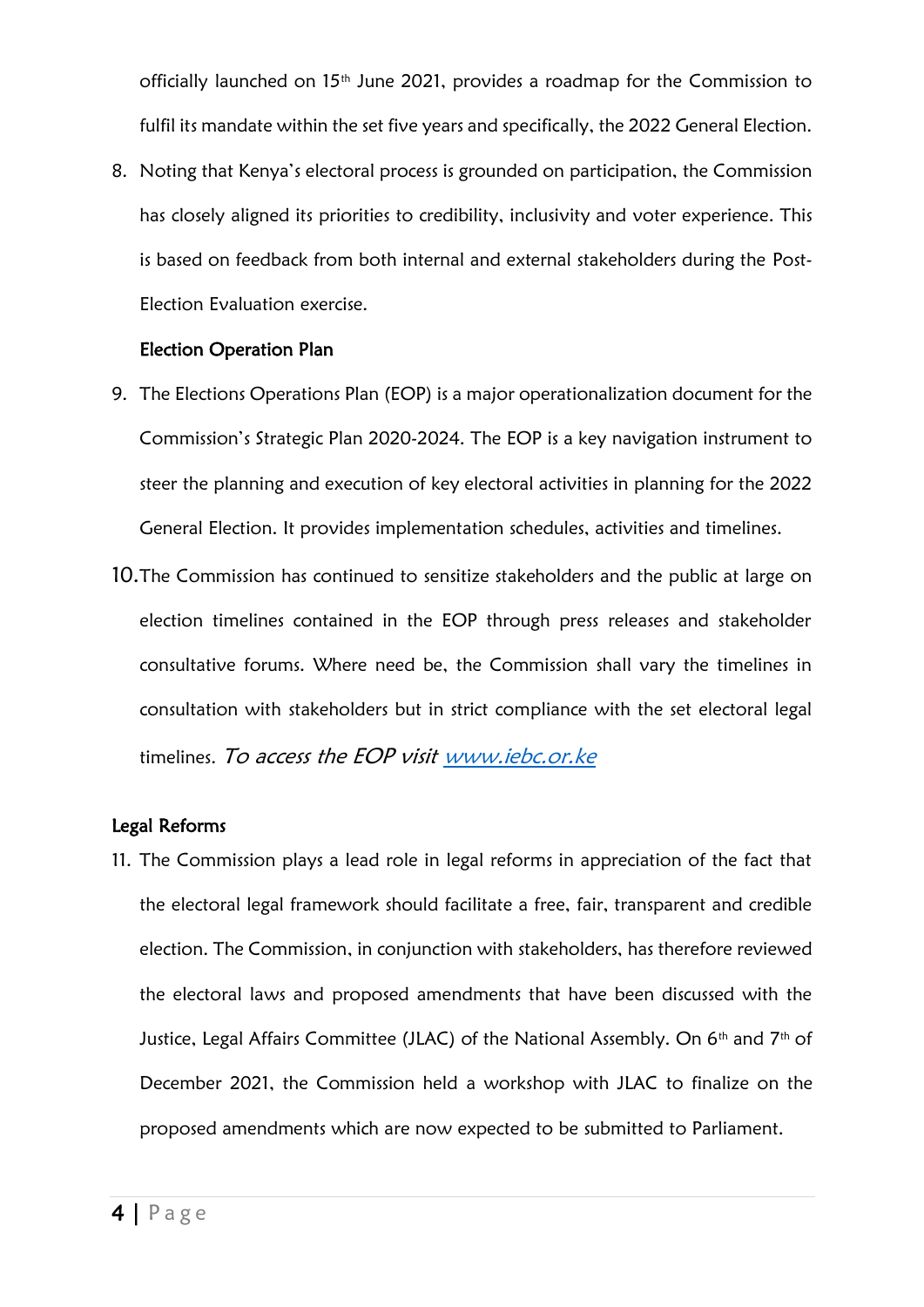officially launched on 15th June 2021, provides a roadmap for the Commission to fulfil its mandate within the set five years and specifically, the 2022 General Election.

8. Noting that Kenya's electoral process is grounded on participation, the Commission has closely aligned its priorities to credibility, inclusivity and voter experience. This is based on feedback from both internal and external stakeholders during the Post-Election Evaluation exercise.

**Election Operation Plan**

9. The Elections Operations Plan (EOP) is a major operationalization document for the Commission's Strategic Plan 2020-2024. The EOP is a key navigation instrument to steer the planning and execution of key electoral activities in planning for the 2022 General Election. It provides implementation schedules, activities and timelines.

10. The Commission has continued to sensitize stakeholders and the public at large on election timelines contained in the EOP through press releases and stakeholder consultative forums. Where need be, the Commission shall vary the timelines in consultation with stakeholders but in strict compliance with the set electoral legal timelines. *To access the EOP visit [www.iebc.or.ke](http://www.iebc.or.ke)*

## Legal Reforms

11. The Commission plays a lead role in legal reforms in appreciation of the fact that the electoral legal framework should facilitate a free, fair, transparent and credible election. The Commission, in conjunction with stakeholders, has therefore reviewed the electoral laws and proposed amendments that have been discussed with the Justice, Legal Affairs Committee (JLAC) of the National Assembly. On 6th and 7th of December 2021, the Commission held a workshop with JLAC to finalize on the proposed amendments which are now expected to be submitted to Parliament.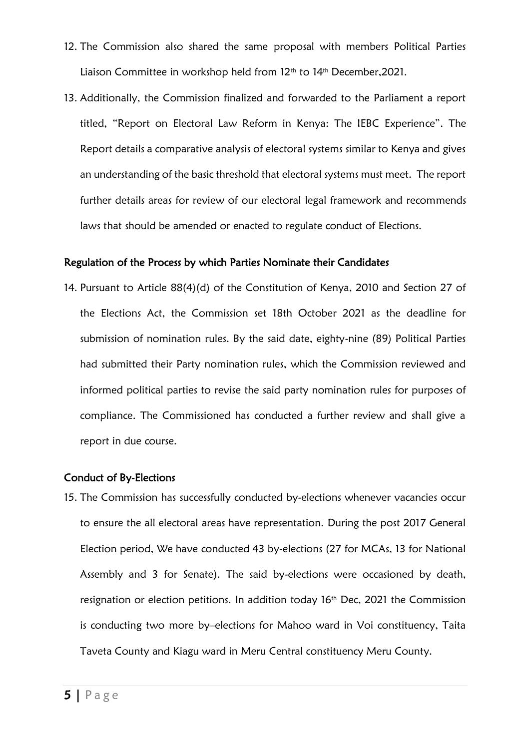12. The Commission also shared the same proposal with members Political Parties Liaison Committee in workshop held from 12th to 14th December,2021.

13. Additionally, the Commission finalized and forwarded to the Parliament a report titled, "Report on Electoral Law Reform in Kenya: The IEBC Experience". The Report details a comparative analysis of electoral systems similar to Kenya and gives an understanding of the basic threshold that electoral systems must meet. The report further details areas for review of our electoral legal framework and recommends laws that should be amended or enacted to regulate conduct of Elections.

**Regulation of the Process by which Parties Nominate their Candidates**

14. Pursuant to Article 88(4)(d) of the Constitution of Kenya, 2010 and Section 27 of the Elections Act, the Commission set 18th October 2021 as the deadline for submission of nomination rules. By the said date, eighty-nine (89) Political Parties had submitted their Party nomination rules, which the Commission reviewed and informed political parties to revise the said party nomination rules for purposes of compliance. The Commissioned has conducted a further review and shall give a report in due course.

**Conduct of By-Elections**

15. The Commission has successfully conducted by-elections whenever vacancies occur to ensure the all electoral areas have representation. During the post 2017 General Election period, We have conducted 43 by-elections (27 for MCAs, 13 for National Assembly and 3 for Senate). The said by-elections were occasioned by death, resignation or election petitions. In addition today 16th Dec, 2021 the Commission is conducting two more by–elections for Mahoo ward in Voi constituency, Taita Taveta County and Kiagu ward in Meru Central constituency Meru County.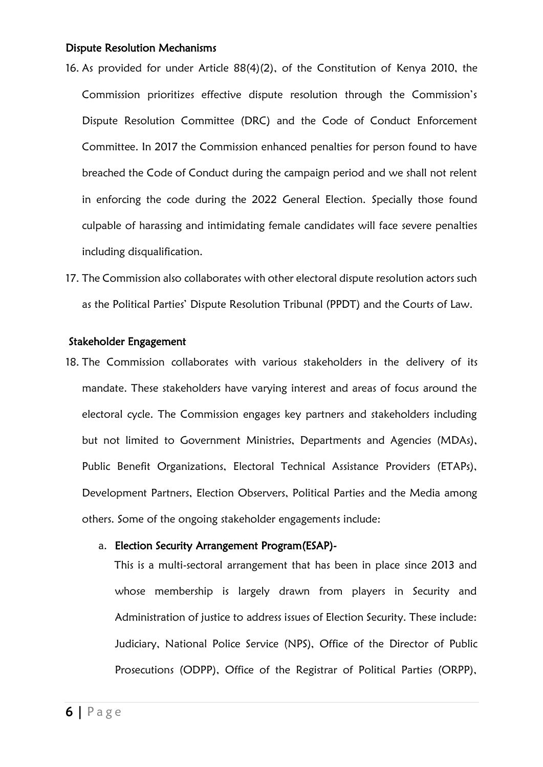## Dispute Resolution Mechanisms

16. As provided for under Article 88(4)(2), of the Constitution of Kenya 2010, the Commission prioritizes effective dispute resolution through the Commission's Dispute Resolution Committee (DRC) and the Code of Conduct Enforcement Committee. In 2017 the Commission enhanced penalties for person found to have breached the Code of Conduct during the campaign period and we shall not relent in enforcing the code during the 2022 General Election. Specially those found culpable of harassing and intimidating female candidates will face severe penalties including disqualification.

17. The Commission also collaborates with other electoral dispute resolution actors such as the Political Parties' Dispute Resolution Tribunal (PPDT) and the Courts of Law.

## Stakeholder Engagement

18. The Commission collaborates with various stakeholders in the delivery of its mandate. These stakeholders have varying interest and areas of focus around the electoral cycle. The Commission engages key partners and stakeholders including but not limited to Government Ministries, Departments and Agencies (MDAs), Public Benefit Organizations, Electoral Technical Assistance Providers (ETAPs), Development Partners, Election Observers, Political Parties and the Media among others. Some of the ongoing stakeholder engagements include:

    a. **Election Security Arrangement Program(ESAP)-**
    This is a multi-sectoral arrangement that has been in place since 2013 and whose membership is largely drawn from players in Security and Administration of justice to address issues of Election Security. These include: Judiciary, National Police Service (NPS), Office of the Director of Public Prosecutions (ODPP), Office of the Registrar of Political Parties (ORPP),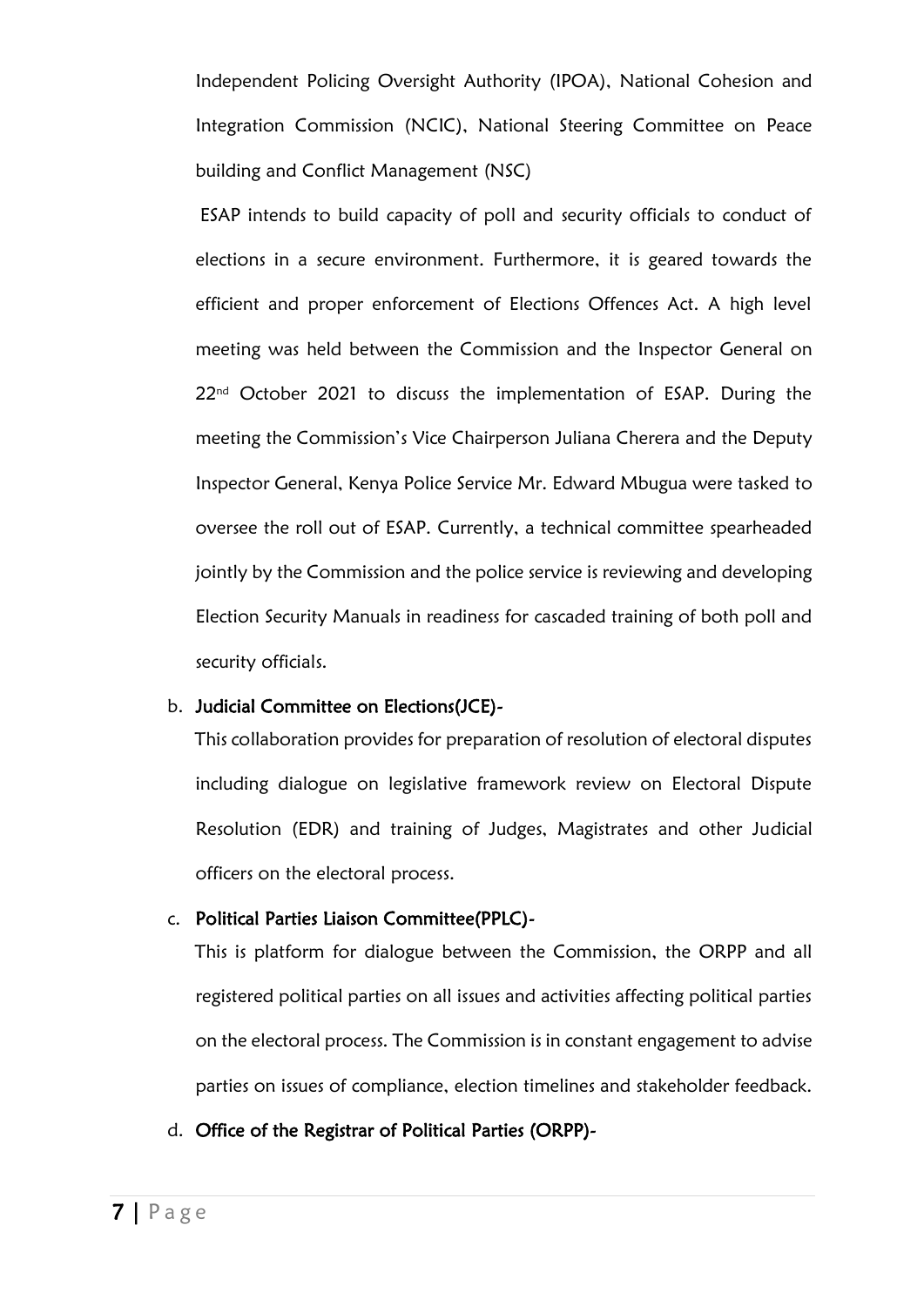Independent Policing Oversight Authority (IPOA), National Cohesion and Integration Commission (NCIC), National Steering Committee on Peace building and Conflict Management (NSC)

ESAP intends to build capacity of poll and security officials to conduct of elections in a secure environment. Furthermore, it is geared towards the efficient and proper enforcement of Elections Offences Act. A high level meeting was held between the Commission and the Inspector General on 22nd October 2021 to discuss the implementation of ESAP. During the meeting the Commission's Vice Chairperson Juliana Cherera and the Deputy Inspector General, Kenya Police Service Mr. Edward Mbugua were tasked to oversee the roll out of ESAP. Currently, a technical committee spearheaded jointly by the Commission and the police service is reviewing and developing Election Security Manuals in readiness for cascaded training of both poll and security officials.

b. **Judicial Committee on Elections(JCE)-**

This collaboration provides for preparation of resolution of electoral disputes including dialogue on legislative framework review on Electoral Dispute Resolution (EDR) and training of Judges, Magistrates and other Judicial officers on the electoral process.

c. **Political Parties Liaison Committee(PPLC)-**

This is platform for dialogue between the Commission, the ORPP and all registered political parties on all issues and activities affecting political parties on the electoral process. The Commission is in constant engagement to advise parties on issues of compliance, election timelines and stakeholder feedback.

d. **Office of the Registrar of Political Parties (ORPP)-**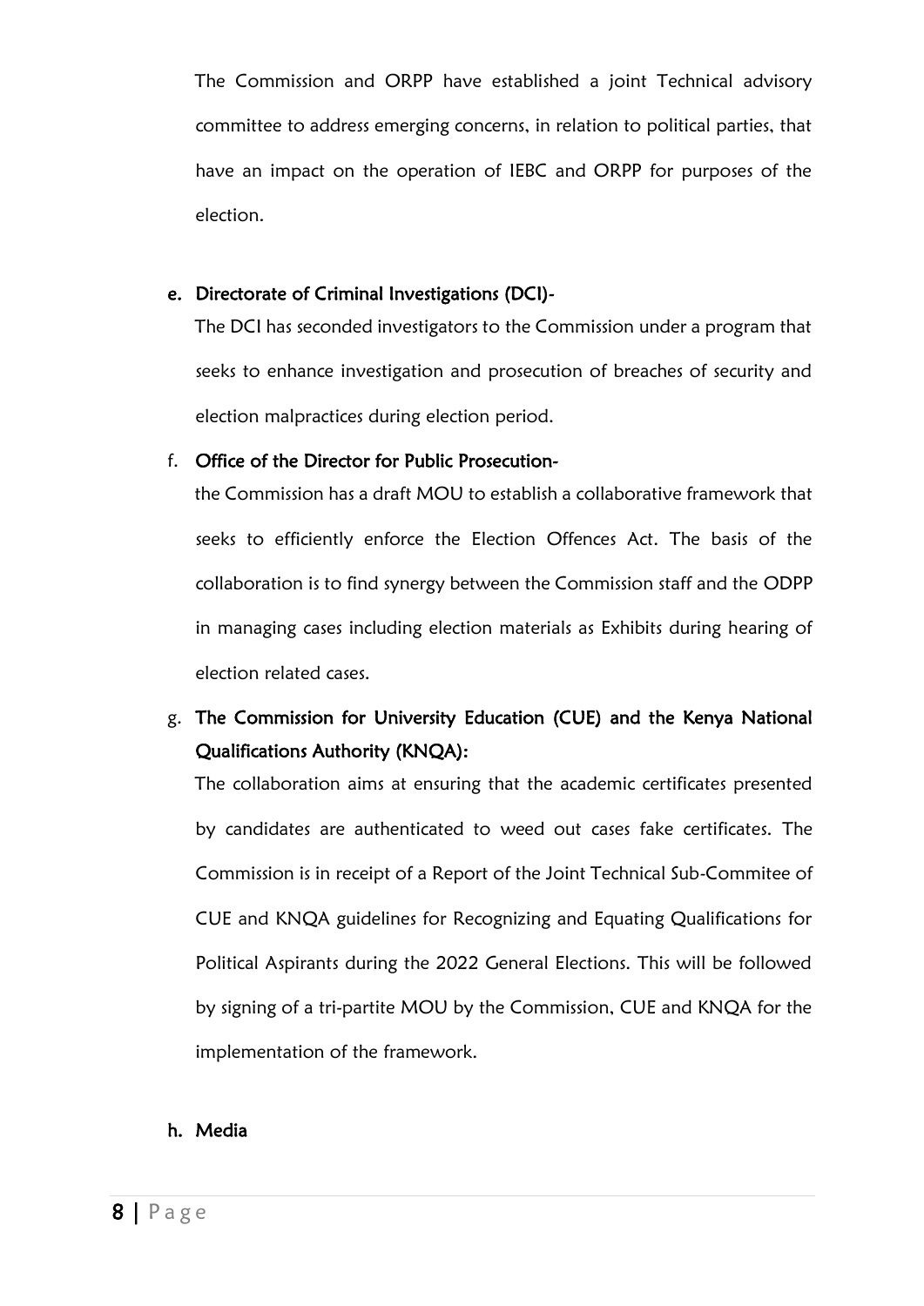The Commission and ORPP have established a joint Technical advisory committee to address emerging concerns, in relation to political parties, that have an impact on the operation of IEBC and ORPP for purposes of the election.

e. **Directorate of Criminal Investigations (DCI)-**

   The DCI has seconded investigators to the Commission under a program that seeks to enhance investigation and prosecution of breaches of security and election malpractices during election period.

f. **Office of the Director for Public Prosecution-**

   the Commission has a draft MOU to establish a collaborative framework that seeks to efficiently enforce the Election Offences Act. The basis of the collaboration is to find synergy between the Commission staff and the ODPP in managing cases including election materials as Exhibits during hearing of election related cases.

g. **The Commission for University Education (CUE) and the Kenya National Qualifications Authority (KNQA):**

   The collaboration aims at ensuring that the academic certificates presented by candidates are authenticated to weed out cases fake certificates. The Commission is in receipt of a Report of the Joint Technical Sub-Commitee of CUE and KNQA guidelines for Recognizing and Equating Qualifications for Political Aspirants during the 2022 General Elections. This will be followed by signing of a tri-partite MOU by the Commission, CUE and KNQA for the implementation of the framework.

h. **Media**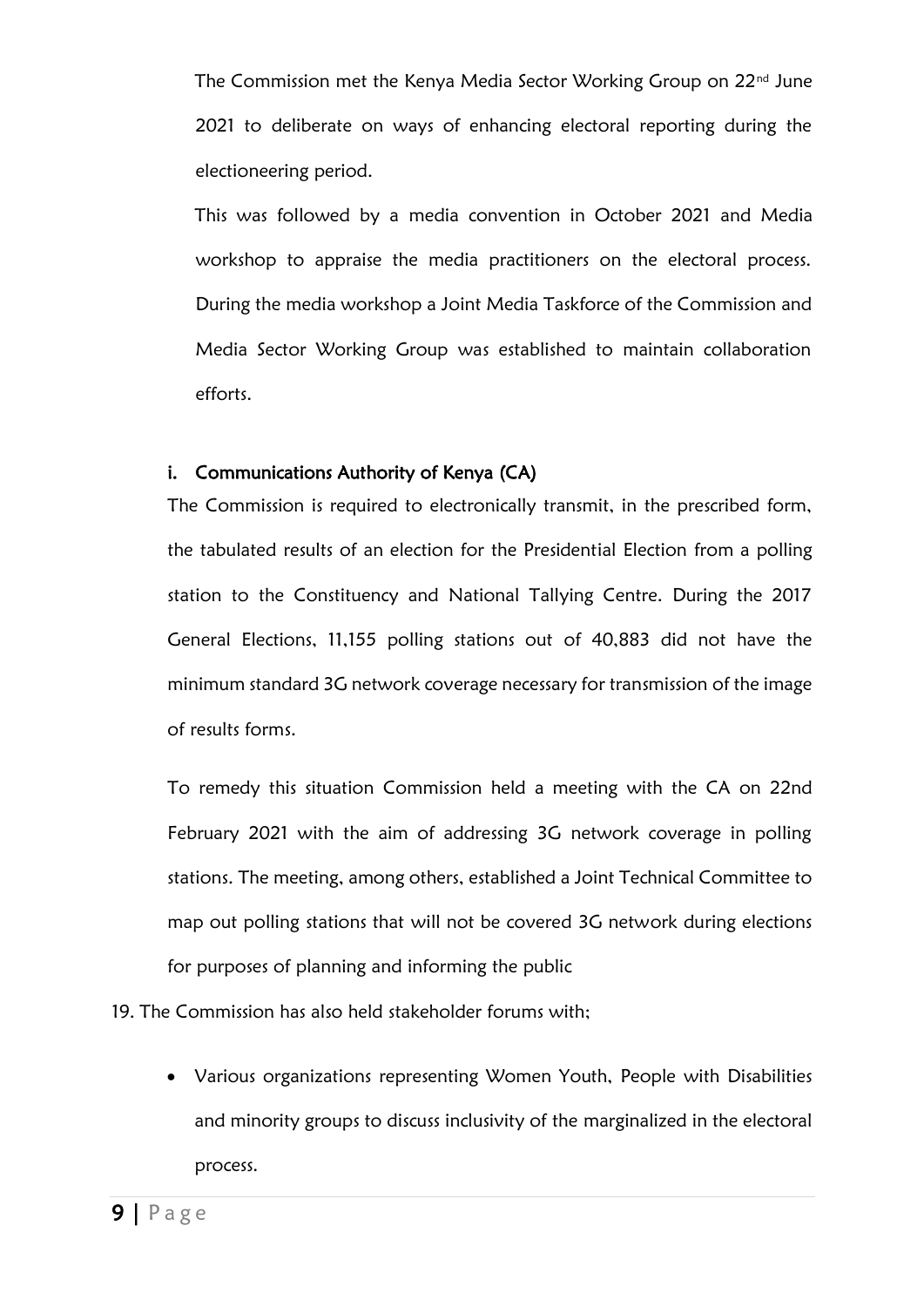The Commission met the Kenya Media Sector Working Group on 22nd June 2021 to deliberate on ways of enhancing electoral reporting during the electioneering period.

This was followed by a media convention in October 2021 and Media workshop to appraise the media practitioners on the electoral process. During the media workshop a Joint Media Taskforce of the Commission and Media Sector Working Group was established to maintain collaboration efforts.

i. **Communications Authority of Kenya (CA)**

The Commission is required to electronically transmit, in the prescribed form, the tabulated results of an election for the Presidential Election from a polling station to the Constituency and National Tallying Centre. During the 2017 General Elections, 11,155 polling stations out of 40,883 did not have the minimum standard 3G network coverage necessary for transmission of the image of results forms.

To remedy this situation Commission held a meeting with the CA on 22nd February 2021 with the aim of addressing 3G network coverage in polling stations. The meeting, among others, established a Joint Technical Committee to map out polling stations that will not be covered 3G network during elections for purposes of planning and informing the public

19. The Commission has also held stakeholder forums with;

- Various organizations representing Women Youth, People with Disabilities and minority groups to discuss inclusivity of the marginalized in the electoral process.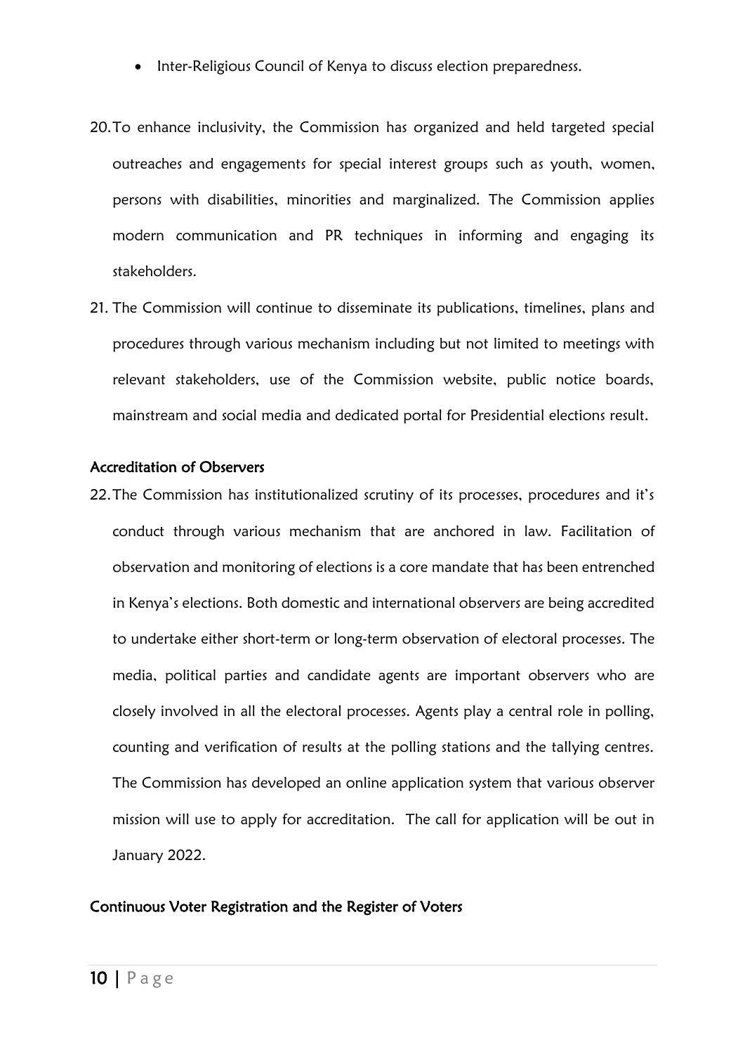- Inter-Religious Council of Kenya to discuss election preparedness.

20. To enhance inclusivity, the Commission has organized and held targeted special outreaches and engagements for special interest groups such as youth, women, persons with disabilities, minorities and marginalized. The Commission applies modern communication and PR techniques in informing and engaging its stakeholders.

21. The Commission will continue to disseminate its publications, timelines, plans and procedures through various mechanism including but not limited to meetings with relevant stakeholders, use of the Commission website, public notice boards, mainstream and social media and dedicated portal for Presidential elections result.

### Accreditation of Observers

22. The Commission has institutionalized scrutiny of its processes, procedures and it's conduct through various mechanism that are anchored in law. Facilitation of observation and monitoring of elections is a core mandate that has been entrenched in Kenya's elections. Both domestic and international observers are being accredited to undertake either short-term or long-term observation of electoral processes. The media, political parties and candidate agents are important observers who are closely involved in all the electoral processes. Agents play a central role in polling, counting and verification of results at the polling stations and the tallying centres. The Commission has developed an online application system that various observer mission will use to apply for accreditation. The call for application will be out in January 2022.

### Continuous Voter Registration and the Register of Voters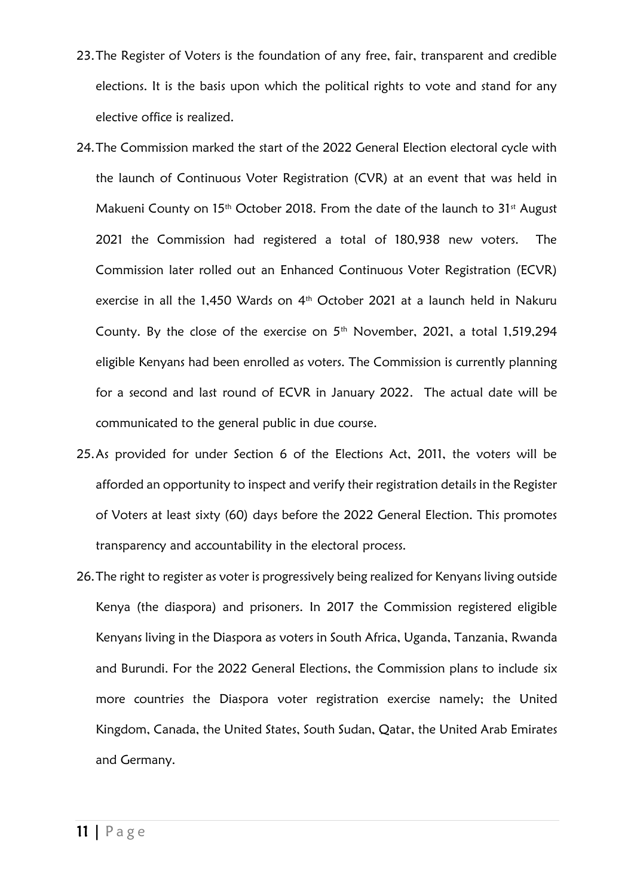23. The Register of Voters is the foundation of any free, fair, transparent and credible elections. It is the basis upon which the political rights to vote and stand for any elective office is realized.

24. The Commission marked the start of the 2022 General Election electoral cycle with the launch of Continuous Voter Registration (CVR) at an event that was held in Makueni County on 15th October 2018. From the date of the launch to 31st August 2021 the Commission had registered a total of 180,938 new voters. The Commission later rolled out an Enhanced Continuous Voter Registration (ECVR) exercise in all the 1,450 Wards on 4th October 2021 at a launch held in Nakuru County. By the close of the exercise on 5th November, 2021, a total 1,519,294 eligible Kenyans had been enrolled as voters. The Commission is currently planning for a second and last round of ECVR in January 2022. The actual date will be communicated to the general public in due course.

25. As provided for under Section 6 of the Elections Act, 2011, the voters will be afforded an opportunity to inspect and verify their registration details in the Register of Voters at least sixty (60) days before the 2022 General Election. This promotes transparency and accountability in the electoral process.

26. The right to register as voter is progressively being realized for Kenyans living outside Kenya (the diaspora) and prisoners. In 2017 the Commission registered eligible Kenyans living in the Diaspora as voters in South Africa, Uganda, Tanzania, Rwanda and Burundi. For the 2022 General Elections, the Commission plans to include six more countries the Diaspora voter registration exercise namely; the United Kingdom, Canada, the United States, South Sudan, Qatar, the United Arab Emirates and Germany.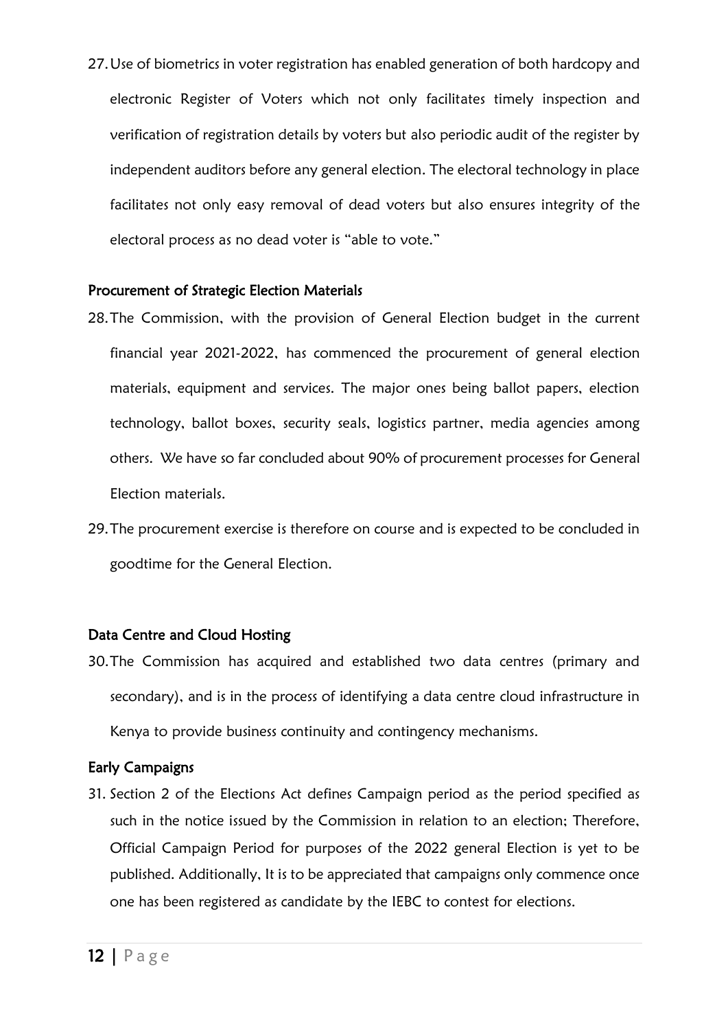27. Use of biometrics in voter registration has enabled generation of both hardcopy and electronic Register of Voters which not only facilitates timely inspection and verification of registration details by voters but also periodic audit of the register by independent auditors before any general election. The electoral technology in place facilitates not only easy removal of dead voters but also ensures integrity of the electoral process as no dead voter is "able to vote."

### Procurement of Strategic Election Materials

28. The Commission, with the provision of General Election budget in the current financial year 2021-2022, has commenced the procurement of general election materials, equipment and services. The major ones being ballot papers, election technology, ballot boxes, security seals, logistics partner, media agencies among others. We have so far concluded about 90% of procurement processes for General Election materials.

29. The procurement exercise is therefore on course and is expected to be concluded in goodtime for the General Election.

### Data Centre and Cloud Hosting

30. The Commission has acquired and established two data centres (primary and secondary), and is in the process of identifying a data centre cloud infrastructure in Kenya to provide business continuity and contingency mechanisms.

### Early Campaigns

31. Section 2 of the Elections Act defines Campaign period as the period specified as such in the notice issued by the Commission in relation to an election; Therefore, Official Campaign Period for purposes of the 2022 general Election is yet to be published. Additionally, It is to be appreciated that campaigns only commence once one has been registered as candidate by the IEBC to contest for elections.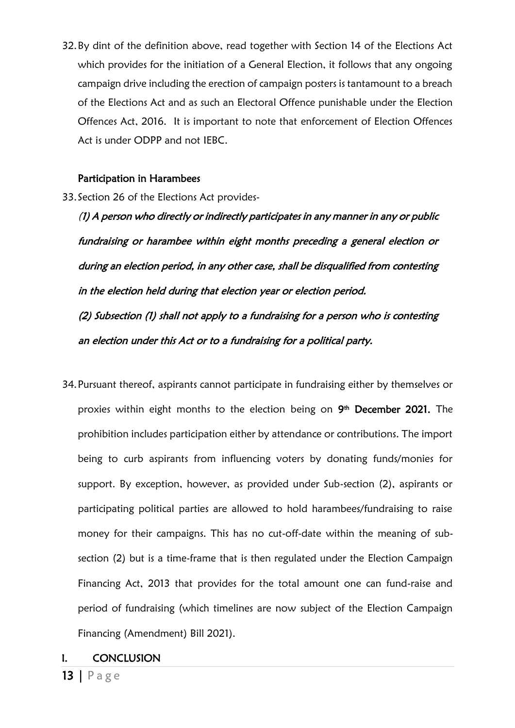32. By dint of the definition above, read together with Section 14 of the Elections Act which provides for the initiation of a General Election, it follows that any ongoing campaign drive including the erection of campaign posters is tantamount to a breach of the Elections Act and as such an Electoral Offence punishable under the Election Offences Act, 2016. It is important to note that enforcement of Election Offences Act is under ODPP and not IEBC.

**Participation in Harambees**

33. Section 26 of the Elections Act provides-

*(1) A person who directly or indirectly participates in any manner in any or public fundraising or harambee within eight months preceding a general election or during an election period, in any other case, shall be disqualified from contesting in the election held during that election year or election period.*

*(2) Subsection (1) shall not apply to a fundraising for a person who is contesting an election under this Act or to a fundraising for a political party.*

34. Pursuant thereof, aspirants cannot participate in fundraising either by themselves or proxies within eight months to the election being on **9th December 2021.** The prohibition includes participation either by attendance or contributions. The import being to curb aspirants from influencing voters by donating funds/monies for support. By exception, however, as provided under Sub-section (2), aspirants or participating political parties are allowed to hold harambees/fundraising to raise money for their campaigns. This has no cut-off-date within the meaning of sub-section (2) but is a time-frame that is then regulated under the Election Campaign Financing Act, 2013 that provides for the total amount one can fund-raise and period of fundraising (which timelines are now subject of the Election Campaign Financing (Amendment) Bill 2021).

## I. CONCLUSION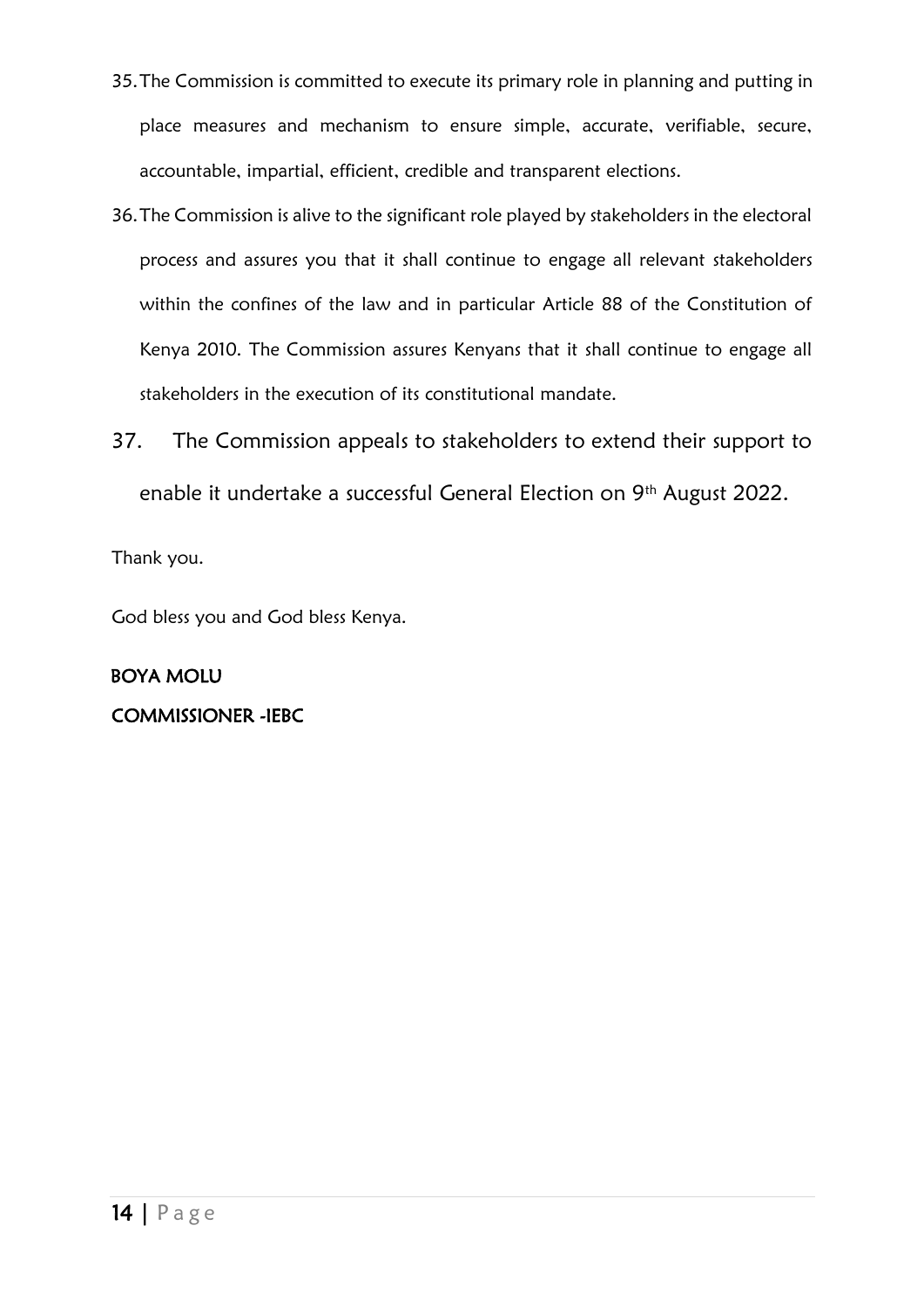35. The Commission is committed to execute its primary role in planning and putting in place measures and mechanism to ensure simple, accurate, verifiable, secure, accountable, impartial, efficient, credible and transparent elections.

36. The Commission is alive to the significant role played by stakeholders in the electoral process and assures you that it shall continue to engage all relevant stakeholders within the confines of the law and in particular Article 88 of the Constitution of Kenya 2010. The Commission assures Kenyans that it shall continue to engage all stakeholders in the execution of its constitutional mandate.

37. The Commission appeals to stakeholders to extend their support to enable it undertake a successful General Election on 9th August 2022.

Thank you.

God bless you and God bless Kenya.

**BOYA MOLU**

**COMMISSIONER -IEBC**